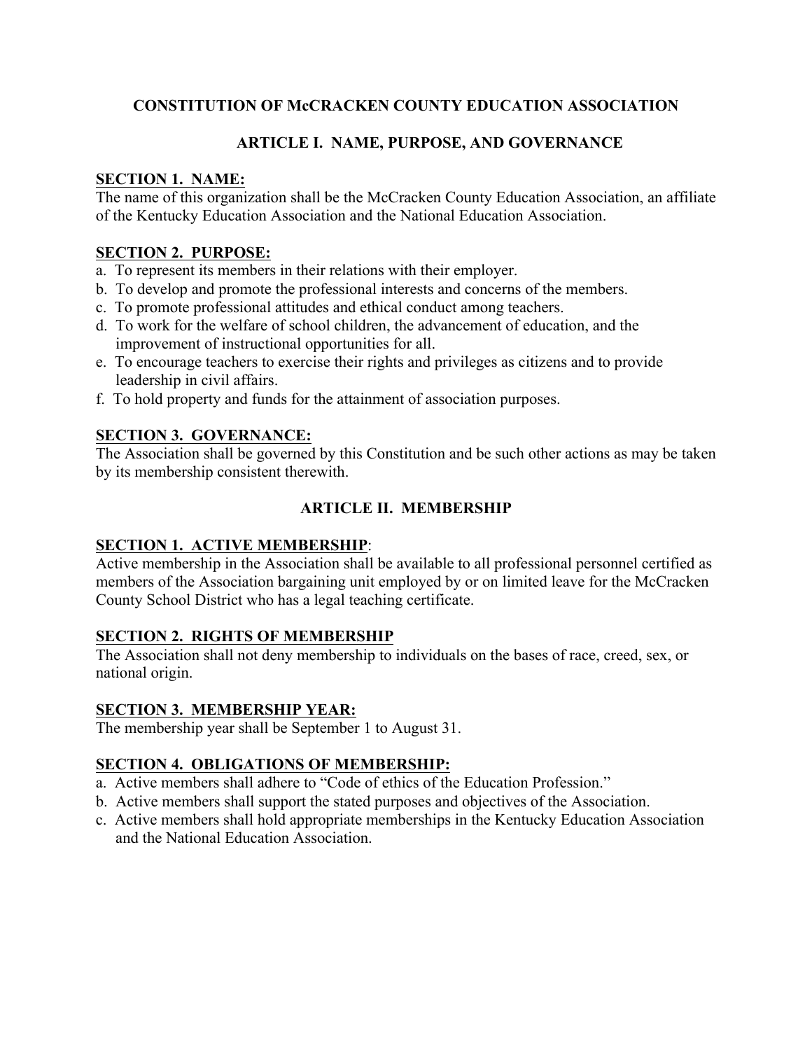# CONSTITUTION OF McCRACKEN COUNTY EDUCATION ASSOCIATION

## ARTICLE I. NAME, PURPOSE, AND GOVERNANCE

### SECTION 1. NAME:

The name of this organization shall be the McCracken County Education Association, an affiliate of the Kentucky Education Association and the National Education Association.

### SECTION 2. PURPOSE:

a. To represent its members in their relations with their employer.
b. To develop and promote the professional interests and concerns of the members.
c. To promote professional attitudes and ethical conduct among teachers.
d. To work for the welfare of school children, the advancement of education, and the improvement of instructional opportunities for all.
e. To encourage teachers to exercise their rights and privileges as citizens and to provide leadership in civil affairs.
f. To hold property and funds for the attainment of association purposes.

### SECTION 3. GOVERNANCE:

The Association shall be governed by this Constitution and be such other actions as may be taken by its membership consistent therewith.

## ARTICLE II. MEMBERSHIP

### SECTION 1. ACTIVE MEMBERSHIP:

Active membership in the Association shall be available to all professional personnel certified as members of the Association bargaining unit employed by or on limited leave for the McCracken County School District who has a legal teaching certificate.

### SECTION 2. RIGHTS OF MEMBERSHIP

The Association shall not deny membership to individuals on the bases of race, creed, sex, or national origin.

### SECTION 3. MEMBERSHIP YEAR:

The membership year shall be September 1 to August 31.

### SECTION 4. OBLIGATIONS OF MEMBERSHIP:

a. Active members shall adhere to "Code of ethics of the Education Profession."
b. Active members shall support the stated purposes and objectives of the Association.
c. Active members shall hold appropriate memberships in the Kentucky Education Association and the National Education Association.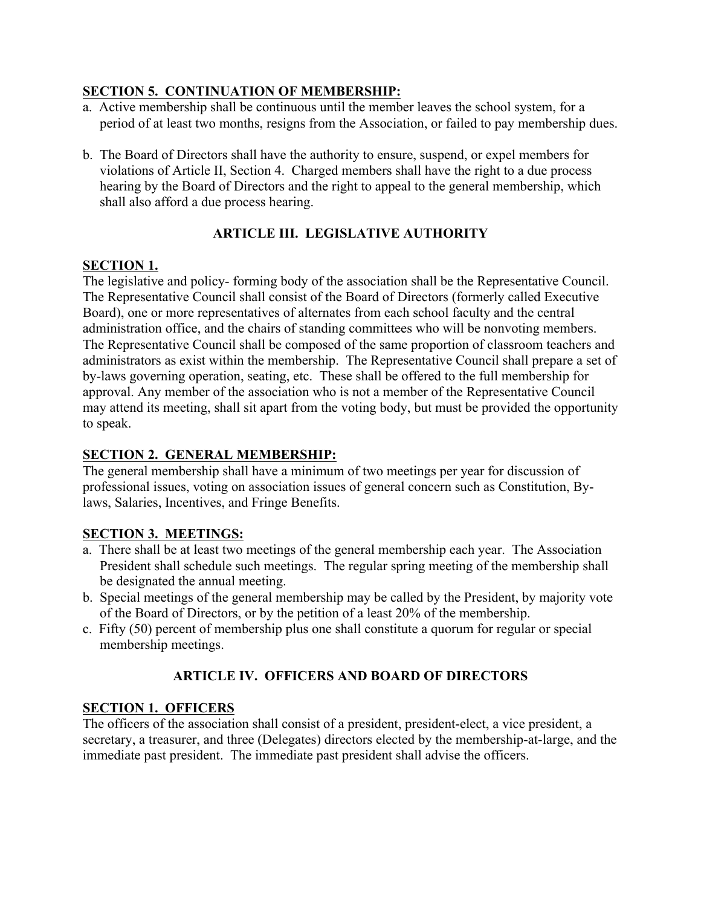**SECTION 5. CONTINUATION OF MEMBERSHIP:**

a. Active membership shall be continuous until the member leaves the school system, for a period of at least two months, resigns from the Association, or failed to pay membership dues.

b. The Board of Directors shall have the authority to ensure, suspend, or expel members for violations of Article II, Section 4. Charged members shall have the right to a due process hearing by the Board of Directors and the right to appeal to the general membership, which shall also afford a due process hearing.

## ARTICLE III. LEGISLATIVE AUTHORITY

**SECTION 1.**

The legislative and policy- forming body of the association shall be the Representative Council. The Representative Council shall consist of the Board of Directors (formerly called Executive Board), one or more representatives of alternates from each school faculty and the central administration office, and the chairs of standing committees who will be nonvoting members. The Representative Council shall be composed of the same proportion of classroom teachers and administrators as exist within the membership. The Representative Council shall prepare a set of by-laws governing operation, seating, etc. These shall be offered to the full membership for approval. Any member of the association who is not a member of the Representative Council may attend its meeting, shall sit apart from the voting body, but must be provided the opportunity to speak.

**SECTION 2. GENERAL MEMBERSHIP:**

The general membership shall have a minimum of two meetings per year for discussion of professional issues, voting on association issues of general concern such as Constitution, By-laws, Salaries, Incentives, and Fringe Benefits.

**SECTION 3. MEETINGS:**

a. There shall be at least two meetings of the general membership each year. The Association President shall schedule such meetings. The regular spring meeting of the membership shall be designated the annual meeting.
b. Special meetings of the general membership may be called by the President, by majority vote of the Board of Directors, or by the petition of a least 20% of the membership.
c. Fifty (50) percent of membership plus one shall constitute a quorum for regular or special membership meetings.

## ARTICLE IV. OFFICERS AND BOARD OF DIRECTORS

**SECTION 1. OFFICERS**

The officers of the association shall consist of a president, president-elect, a vice president, a secretary, a treasurer, and three (Delegates) directors elected by the membership-at-large, and the immediate past president. The immediate past president shall advise the officers.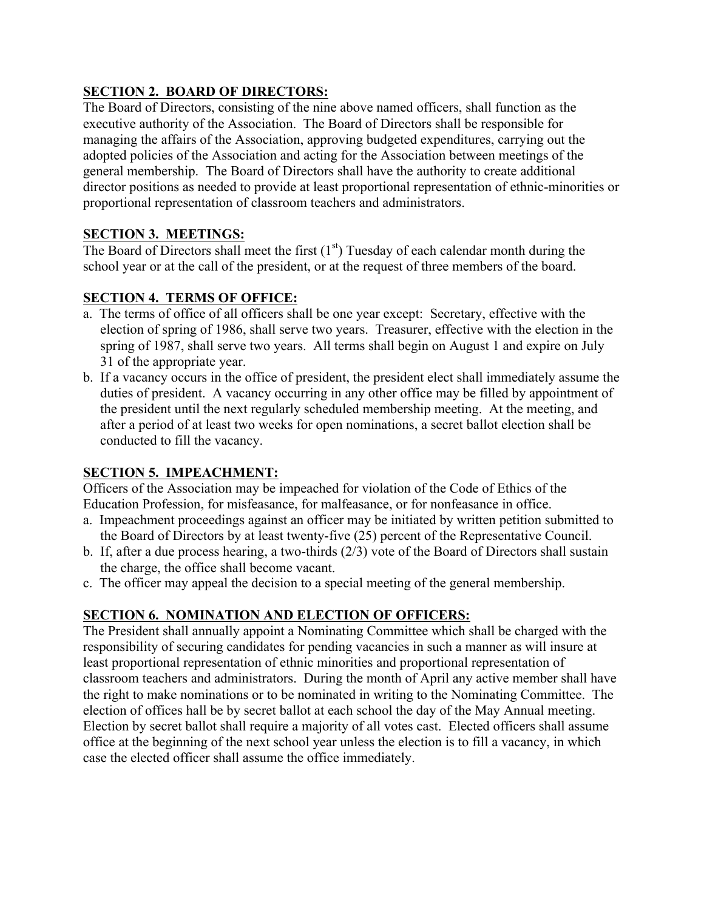**SECTION 2. BOARD OF DIRECTORS:**

The Board of Directors, consisting of the nine above named officers, shall function as the executive authority of the Association. The Board of Directors shall be responsible for managing the affairs of the Association, approving budgeted expenditures, carrying out the adopted policies of the Association and acting for the Association between meetings of the general membership. The Board of Directors shall have the authority to create additional director positions as needed to provide at least proportional representation of ethnic-minorities or proportional representation of classroom teachers and administrators.

**SECTION 3. MEETINGS:**

The Board of Directors shall meet the first (1st) Tuesday of each calendar month during the school year or at the call of the president, or at the request of three members of the board.

**SECTION 4. TERMS OF OFFICE:**

a. The terms of office of all officers shall be one year except: Secretary, effective with the election of spring of 1986, shall serve two years. Treasurer, effective with the election in the spring of 1987, shall serve two years. All terms shall begin on August 1 and expire on July 31 of the appropriate year.

b. If a vacancy occurs in the office of president, the president elect shall immediately assume the duties of president. A vacancy occurring in any other office may be filled by appointment of the president until the next regularly scheduled membership meeting. At the meeting, and after a period of at least two weeks for open nominations, a secret ballot election shall be conducted to fill the vacancy.

**SECTION 5. IMPEACHMENT:**

Officers of the Association may be impeached for violation of the Code of Ethics of the Education Profession, for misfeasance, for malfeasance, or for nonfeasance in office.

a. Impeachment proceedings against an officer may be initiated by written petition submitted to the Board of Directors by at least twenty-five (25) percent of the Representative Council.

b. If, after a due process hearing, a two-thirds (2/3) vote of the Board of Directors shall sustain the charge, the office shall become vacant.

c. The officer may appeal the decision to a special meeting of the general membership.

**SECTION 6. NOMINATION AND ELECTION OF OFFICERS:**

The President shall annually appoint a Nominating Committee which shall be charged with the responsibility of securing candidates for pending vacancies in such a manner as will insure at least proportional representation of ethnic minorities and proportional representation of classroom teachers and administrators. During the month of April any active member shall have the right to make nominations or to be nominated in writing to the Nominating Committee. The election of offices hall be by secret ballot at each school the day of the May Annual meeting. Election by secret ballot shall require a majority of all votes cast. Elected officers shall assume office at the beginning of the next school year unless the election is to fill a vacancy, in which case the elected officer shall assume the office immediately.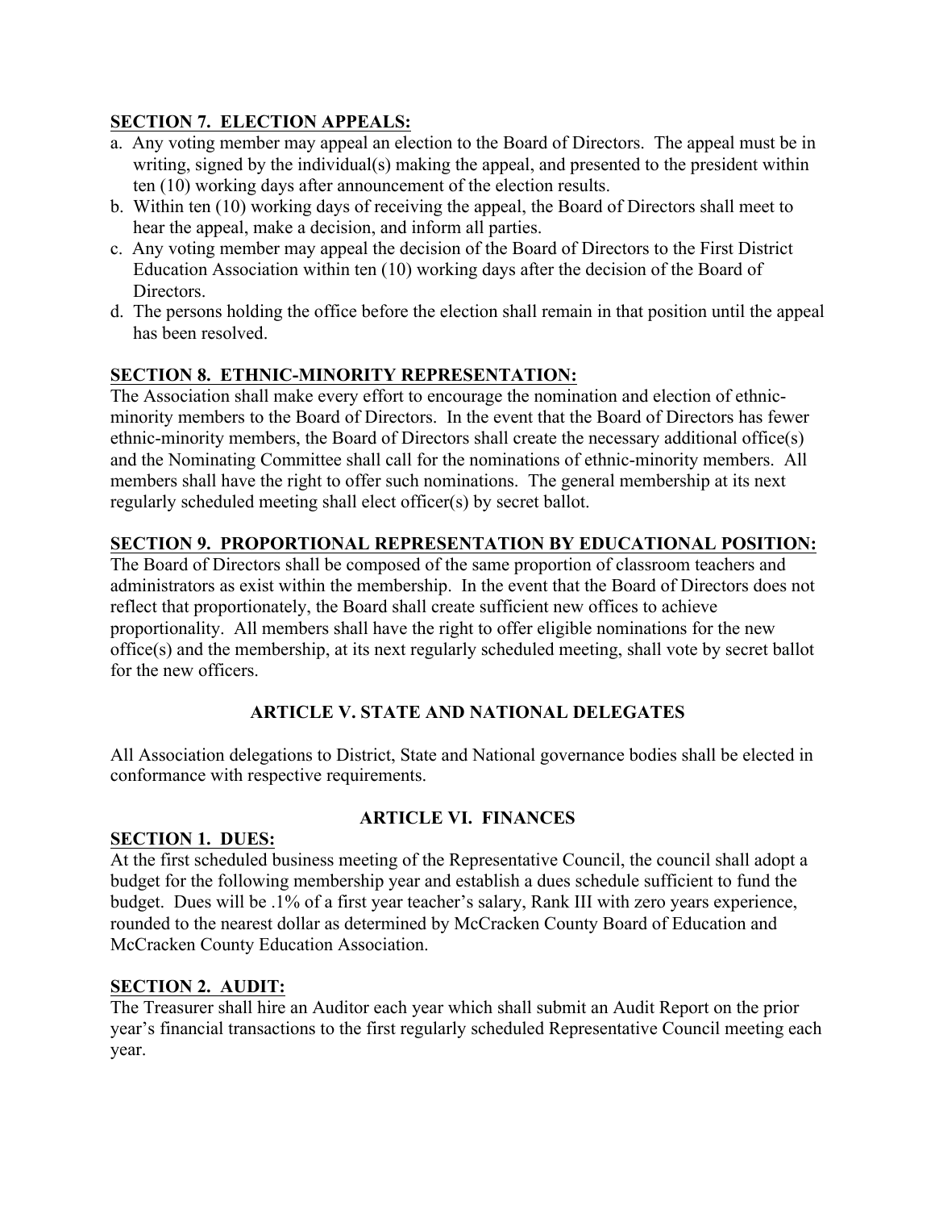**SECTION 7. ELECTION APPEALS:**

a. Any voting member may appeal an election to the Board of Directors. The appeal must be in writing, signed by the individual(s) making the appeal, and presented to the president within ten (10) working days after announcement of the election results.

b. Within ten (10) working days of receiving the appeal, the Board of Directors shall meet to hear the appeal, make a decision, and inform all parties.

c. Any voting member may appeal the decision of the Board of Directors to the First District Education Association within ten (10) working days after the decision of the Board of Directors.

d. The persons holding the office before the election shall remain in that position until the appeal has been resolved.

**SECTION 8. ETHNIC-MINORITY REPRESENTATION:**

The Association shall make every effort to encourage the nomination and election of ethnic-minority members to the Board of Directors. In the event that the Board of Directors has fewer ethnic-minority members, the Board of Directors shall create the necessary additional office(s) and the Nominating Committee shall call for the nominations of ethnic-minority members. All members shall have the right to offer such nominations. The general membership at its next regularly scheduled meeting shall elect officer(s) by secret ballot.

**SECTION 9. PROPORTIONAL REPRESENTATION BY EDUCATIONAL POSITION:**

The Board of Directors shall be composed of the same proportion of classroom teachers and administrators as exist within the membership. In the event that the Board of Directors does not reflect that proportionately, the Board shall create sufficient new offices to achieve proportionality. All members shall have the right to offer eligible nominations for the new office(s) and the membership, at its next regularly scheduled meeting, shall vote by secret ballot for the new officers.

## ARTICLE V. STATE AND NATIONAL DELEGATES

All Association delegations to District, State and National governance bodies shall be elected in conformance with respective requirements.

## ARTICLE VI. FINANCES

**SECTION 1. DUES:**

At the first scheduled business meeting of the Representative Council, the council shall adopt a budget for the following membership year and establish a dues schedule sufficient to fund the budget. Dues will be .1% of a first year teacher's salary, Rank III with zero years experience, rounded to the nearest dollar as determined by McCracken County Board of Education and McCracken County Education Association.

**SECTION 2. AUDIT:**

The Treasurer shall hire an Auditor each year which shall submit an Audit Report on the prior year's financial transactions to the first regularly scheduled Representative Council meeting each year.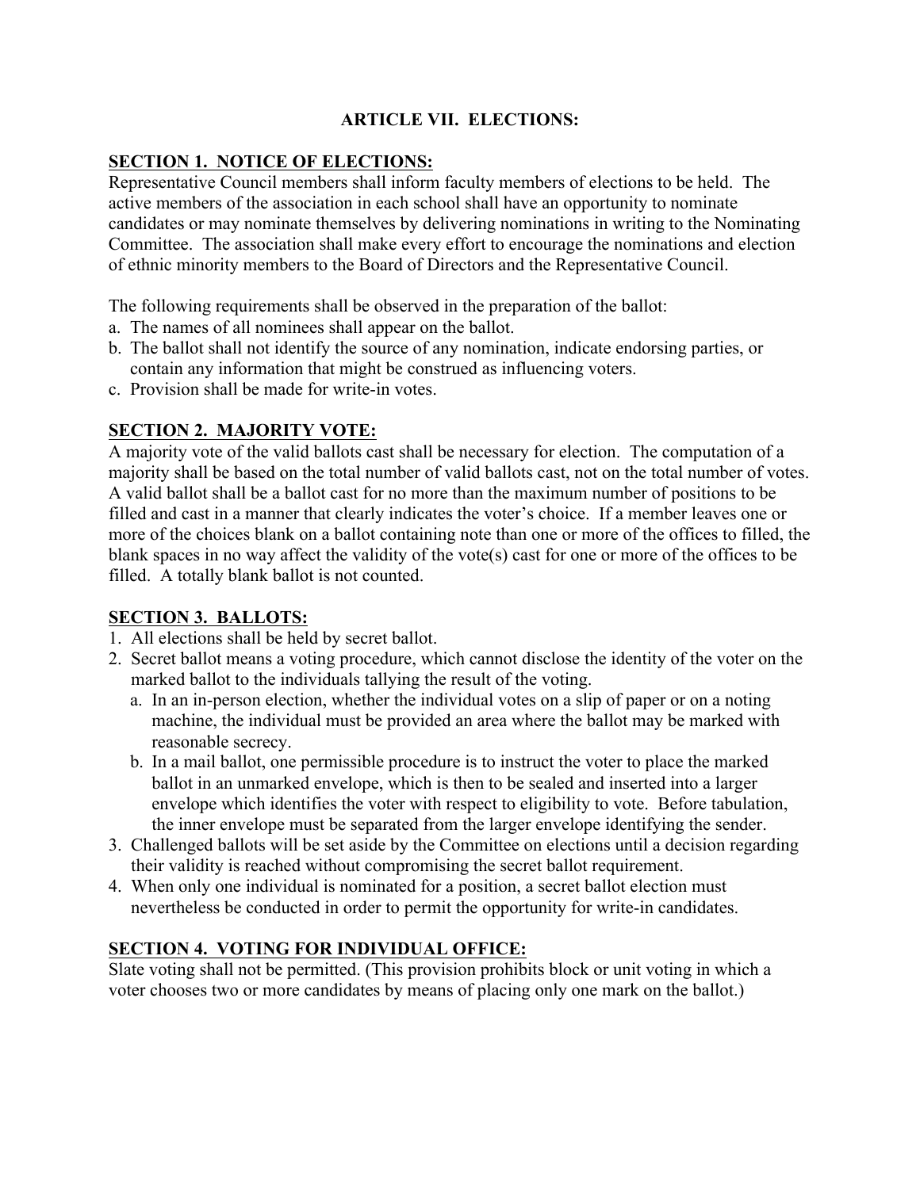# ARTICLE VII. ELECTIONS:

**SECTION 1. NOTICE OF ELECTIONS:**

Representative Council members shall inform faculty members of elections to be held. The active members of the association in each school shall have an opportunity to nominate candidates or may nominate themselves by delivering nominations in writing to the Nominating Committee. The association shall make every effort to encourage the nominations and election of ethnic minority members to the Board of Directors and the Representative Council.

The following requirements shall be observed in the preparation of the ballot:

a. The names of all nominees shall appear on the ballot.
b. The ballot shall not identify the source of any nomination, indicate endorsing parties, or contain any information that might be construed as influencing voters.
c. Provision shall be made for write-in votes.

**SECTION 2. MAJORITY VOTE:**

A majority vote of the valid ballots cast shall be necessary for election. The computation of a majority shall be based on the total number of valid ballots cast, not on the total number of votes. A valid ballot shall be a ballot cast for no more than the maximum number of positions to be filled and cast in a manner that clearly indicates the voter's choice. If a member leaves one or more of the choices blank on a ballot containing note than one or more of the offices to filled, the blank spaces in no way affect the validity of the vote(s) cast for one or more of the offices to be filled. A totally blank ballot is not counted.

**SECTION 3. BALLOTS:**

1. All elections shall be held by secret ballot.
2. Secret ballot means a voting procedure, which cannot disclose the identity of the voter on the marked ballot to the individuals tallying the result of the voting.
   a. In an in-person election, whether the individual votes on a slip of paper or on a noting machine, the individual must be provided an area where the ballot may be marked with reasonable secrecy.
   b. In a mail ballot, one permissible procedure is to instruct the voter to place the marked ballot in an unmarked envelope, which is then to be sealed and inserted into a larger envelope which identifies the voter with respect to eligibility to vote. Before tabulation, the inner envelope must be separated from the larger envelope identifying the sender.
3. Challenged ballots will be set aside by the Committee on elections until a decision regarding their validity is reached without compromising the secret ballot requirement.
4. When only one individual is nominated for a position, a secret ballot election must nevertheless be conducted in order to permit the opportunity for write-in candidates.

**SECTION 4. VOTING FOR INDIVIDUAL OFFICE:**

Slate voting shall not be permitted. (This provision prohibits block or unit voting in which a voter chooses two or more candidates by means of placing only one mark on the ballot.)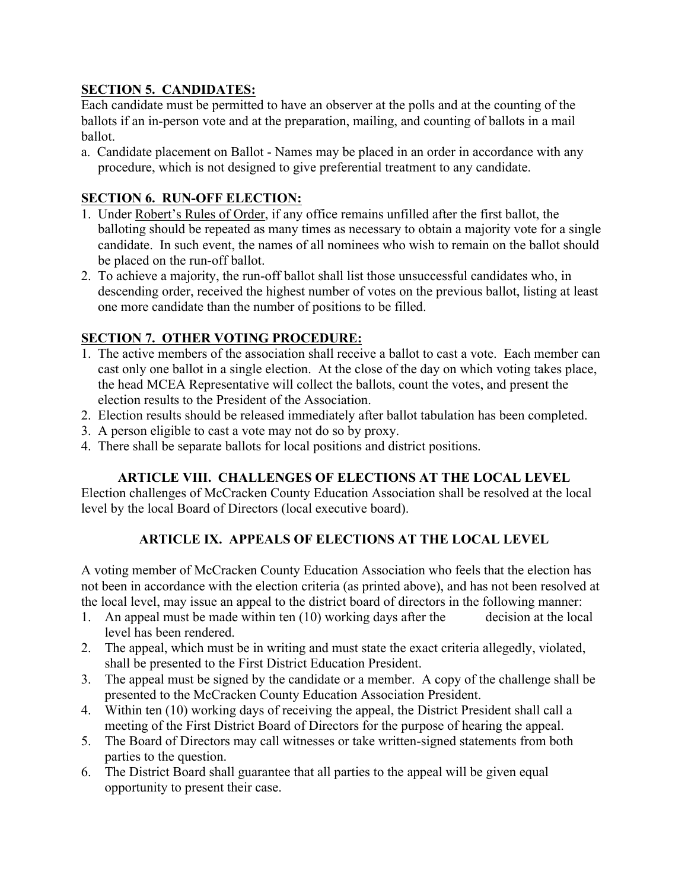**SECTION 5. CANDIDATES:**

Each candidate must be permitted to have an observer at the polls and at the counting of the ballots if an in-person vote and at the preparation, mailing, and counting of ballots in a mail ballot.

a. Candidate placement on Ballot - Names may be placed in an order in accordance with any procedure, which is not designed to give preferential treatment to any candidate.

**SECTION 6. RUN-OFF ELECTION:**

1. Under Robert's Rules of Order, if any office remains unfilled after the first ballot, the balloting should be repeated as many times as necessary to obtain a majority vote for a single candidate. In such event, the names of all nominees who wish to remain on the ballot should be placed on the run-off ballot.
2. To achieve a majority, the run-off ballot shall list those unsuccessful candidates who, in descending order, received the highest number of votes on the previous ballot, listing at least one more candidate than the number of positions to be filled.

**SECTION 7. OTHER VOTING PROCEDURE:**

1. The active members of the association shall receive a ballot to cast a vote. Each member can cast only one ballot in a single election. At the close of the day on which voting takes place, the head MCEA Representative will collect the ballots, count the votes, and present the election results to the President of the Association.
2. Election results should be released immediately after ballot tabulation has been completed.
3. A person eligible to cast a vote may not do so by proxy.
4. There shall be separate ballots for local positions and district positions.

## ARTICLE VIII. CHALLENGES OF ELECTIONS AT THE LOCAL LEVEL

Election challenges of McCracken County Education Association shall be resolved at the local level by the local Board of Directors (local executive board).

## ARTICLE IX. APPEALS OF ELECTIONS AT THE LOCAL LEVEL

A voting member of McCracken County Education Association who feels that the election has not been in accordance with the election criteria (as printed above), and has not been resolved at the local level, may issue an appeal to the district board of directors in the following manner:

1. An appeal must be made within ten (10) working days after the decision at the local level has been rendered.
2. The appeal, which must be in writing and must state the exact criteria allegedly, violated, shall be presented to the First District Education President.
3. The appeal must be signed by the candidate or a member. A copy of the challenge shall be presented to the McCracken County Education Association President.
4. Within ten (10) working days of receiving the appeal, the District President shall call a meeting of the First District Board of Directors for the purpose of hearing the appeal.
5. The Board of Directors may call witnesses or take written-signed statements from both parties to the question.
6. The District Board shall guarantee that all parties to the appeal will be given equal opportunity to present their case.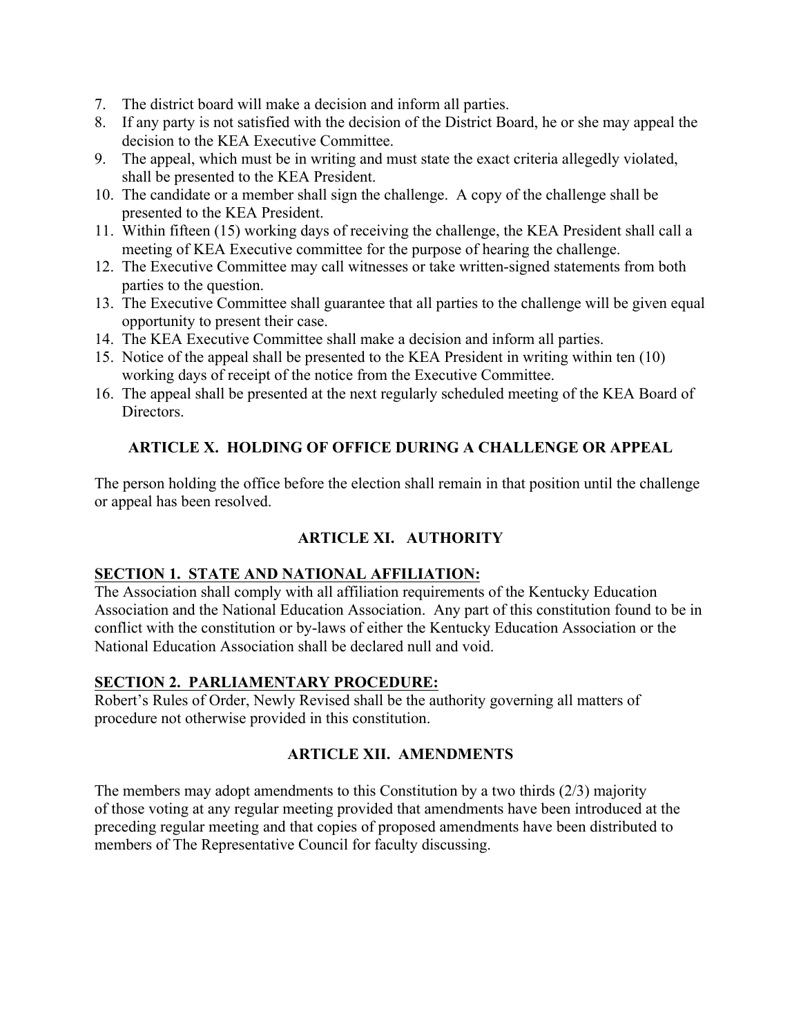7. The district board will make a decision and inform all parties.
8. If any party is not satisfied with the decision of the District Board, he or she may appeal the decision to the KEA Executive Committee.
9. The appeal, which must be in writing and must state the exact criteria allegedly violated, shall be presented to the KEA President.
10. The candidate or a member shall sign the challenge. A copy of the challenge shall be presented to the KEA President.
11. Within fifteen (15) working days of receiving the challenge, the KEA President shall call a meeting of KEA Executive committee for the purpose of hearing the challenge.
12. The Executive Committee may call witnesses or take written-signed statements from both parties to the question.
13. The Executive Committee shall guarantee that all parties to the challenge will be given equal opportunity to present their case.
14. The KEA Executive Committee shall make a decision and inform all parties.
15. Notice of the appeal shall be presented to the KEA President in writing within ten (10) working days of receipt of the notice from the Executive Committee.
16. The appeal shall be presented at the next regularly scheduled meeting of the KEA Board of Directors.

## ARTICLE X. HOLDING OF OFFICE DURING A CHALLENGE OR APPEAL

The person holding the office before the election shall remain in that position until the challenge or appeal has been resolved.

## ARTICLE XI. AUTHORITY

### SECTION 1. STATE AND NATIONAL AFFILIATION:

The Association shall comply with all affiliation requirements of the Kentucky Education Association and the National Education Association. Any part of this constitution found to be in conflict with the constitution or by-laws of either the Kentucky Education Association or the National Education Association shall be declared null and void.

### SECTION 2. PARLIAMENTARY PROCEDURE:

Robert's Rules of Order, Newly Revised shall be the authority governing all matters of procedure not otherwise provided in this constitution.

## ARTICLE XII. AMENDMENTS

The members may adopt amendments to this Constitution by a two thirds (2/3) majority of those voting at any regular meeting provided that amendments have been introduced at the preceding regular meeting and that copies of proposed amendments have been distributed to members of The Representative Council for faculty discussing.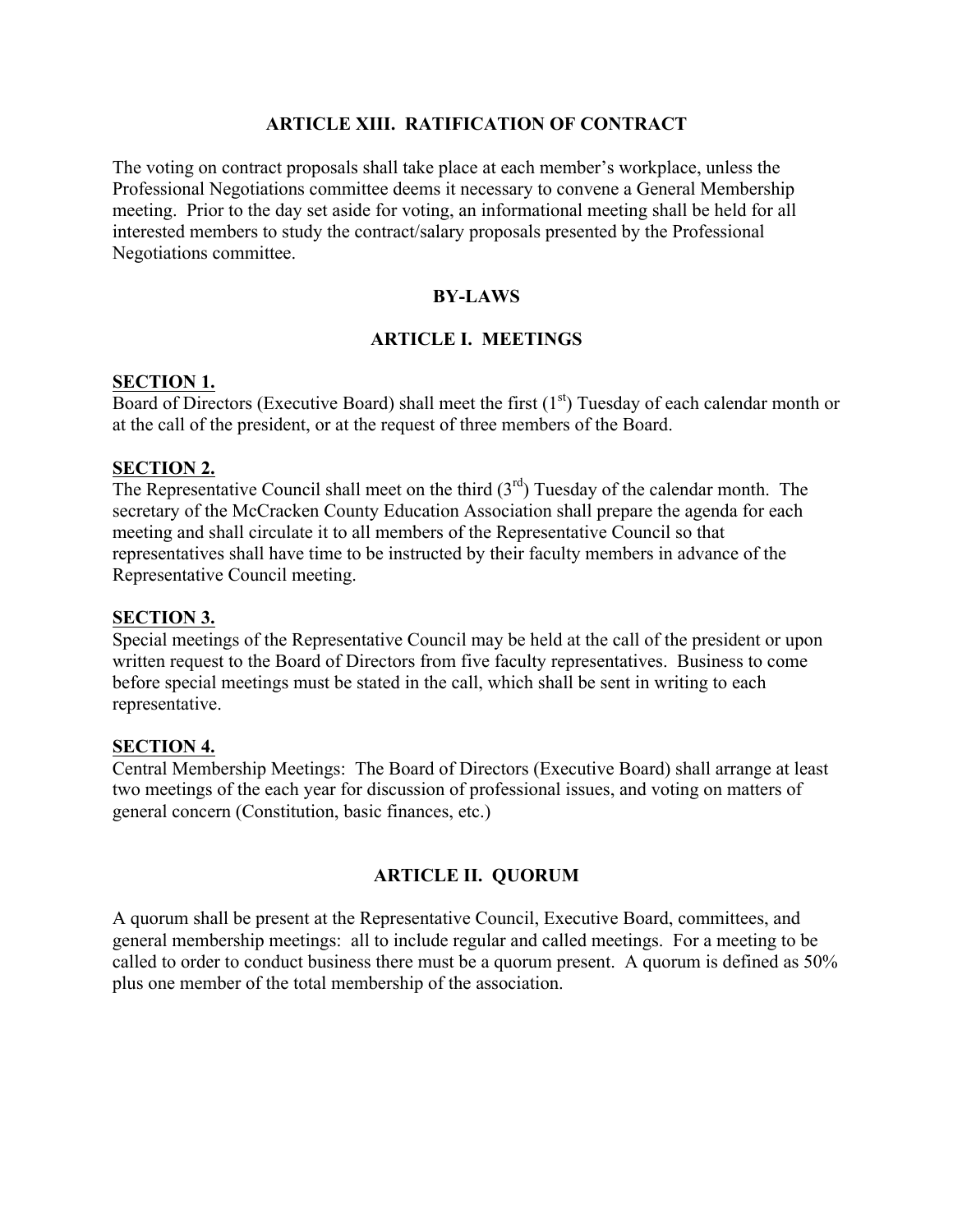## ARTICLE XIII. RATIFICATION OF CONTRACT

The voting on contract proposals shall take place at each member's workplace, unless the Professional Negotiations committee deems it necessary to convene a General Membership meeting. Prior to the day set aside for voting, an informational meeting shall be held for all interested members to study the contract/salary proposals presented by the Professional Negotiations committee.

# BY-LAWS

## ARTICLE I. MEETINGS

**SECTION 1.**
Board of Directors (Executive Board) shall meet the first (1st) Tuesday of each calendar month or at the call of the president, or at the request of three members of the Board.

**SECTION 2.**
The Representative Council shall meet on the third (3rd) Tuesday of the calendar month. The secretary of the McCracken County Education Association shall prepare the agenda for each meeting and shall circulate it to all members of the Representative Council so that representatives shall have time to be instructed by their faculty members in advance of the Representative Council meeting.

**SECTION 3.**
Special meetings of the Representative Council may be held at the call of the president or upon written request to the Board of Directors from five faculty representatives. Business to come before special meetings must be stated in the call, which shall be sent in writing to each representative.

**SECTION 4.**
Central Membership Meetings: The Board of Directors (Executive Board) shall arrange at least two meetings of the each year for discussion of professional issues, and voting on matters of general concern (Constitution, basic finances, etc.)

## ARTICLE II. QUORUM

A quorum shall be present at the Representative Council, Executive Board, committees, and general membership meetings: all to include regular and called meetings. For a meeting to be called to order to conduct business there must be a quorum present. A quorum is defined as 50% plus one member of the total membership of the association.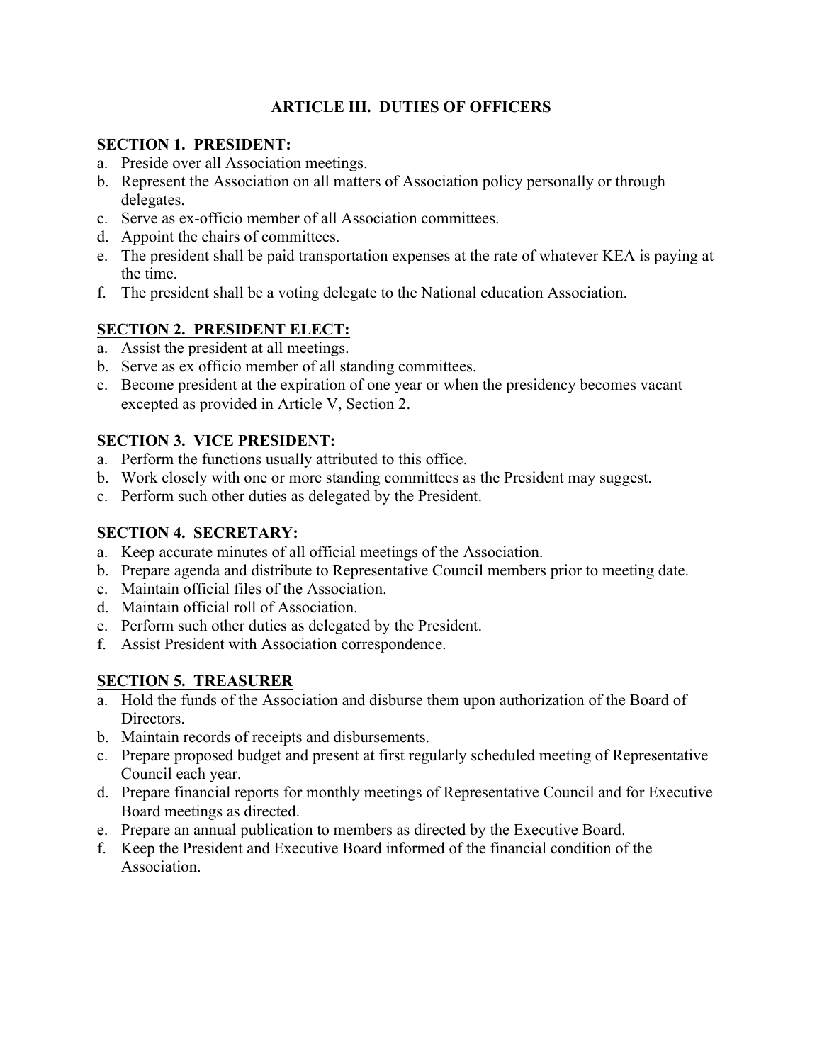# ARTICLE III. DUTIES OF OFFICERS

## SECTION 1. PRESIDENT:

a. Preside over all Association meetings.
b. Represent the Association on all matters of Association policy personally or through delegates.
c. Serve as ex-officio member of all Association committees.
d. Appoint the chairs of committees.
e. The president shall be paid transportation expenses at the rate of whatever KEA is paying at the time.
f. The president shall be a voting delegate to the National education Association.

## SECTION 2. PRESIDENT ELECT:

a. Assist the president at all meetings.
b. Serve as ex officio member of all standing committees.
c. Become president at the expiration of one year or when the presidency becomes vacant excepted as provided in Article V, Section 2.

## SECTION 3. VICE PRESIDENT:

a. Perform the functions usually attributed to this office.
b. Work closely with one or more standing committees as the President may suggest.
c. Perform such other duties as delegated by the President.

## SECTION 4. SECRETARY:

a. Keep accurate minutes of all official meetings of the Association.
b. Prepare agenda and distribute to Representative Council members prior to meeting date.
c. Maintain official files of the Association.
d. Maintain official roll of Association.
e. Perform such other duties as delegated by the President.
f. Assist President with Association correspondence.

## SECTION 5. TREASURER

a. Hold the funds of the Association and disburse them upon authorization of the Board of Directors.
b. Maintain records of receipts and disbursements.
c. Prepare proposed budget and present at first regularly scheduled meeting of Representative Council each year.
d. Prepare financial reports for monthly meetings of Representative Council and for Executive Board meetings as directed.
e. Prepare an annual publication to members as directed by the Executive Board.
f. Keep the President and Executive Board informed of the financial condition of the Association.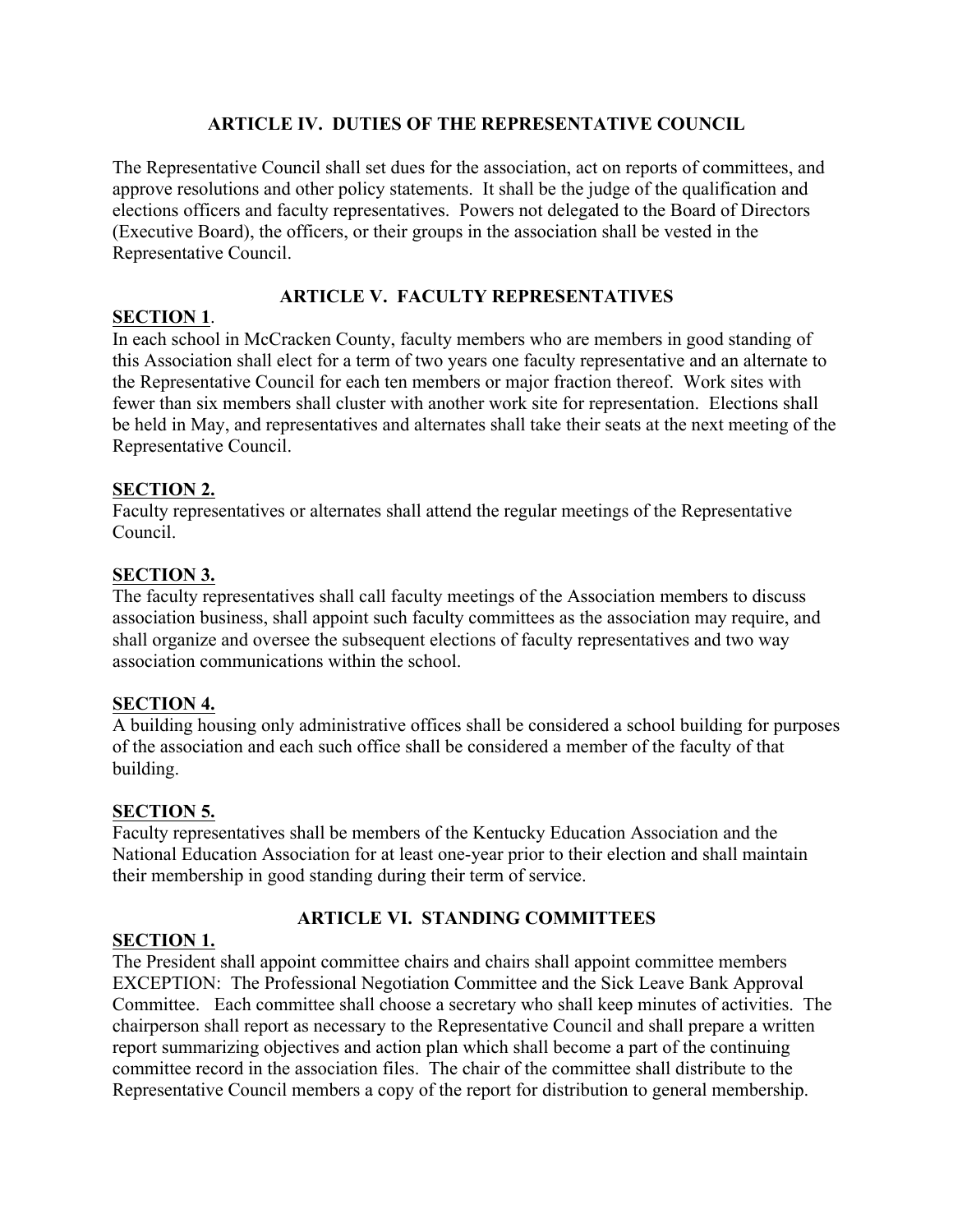## ARTICLE IV. DUTIES OF THE REPRESENTATIVE COUNCIL

The Representative Council shall set dues for the association, act on reports of committees, and approve resolutions and other policy statements. It shall be the judge of the qualification and elections officers and faculty representatives. Powers not delegated to the Board of Directors (Executive Board), the officers, or their groups in the association shall be vested in the Representative Council.

## ARTICLE V. FACULTY REPRESENTATIVES

**SECTION 1**.
In each school in McCracken County, faculty members who are members in good standing of this Association shall elect for a term of two years one faculty representative and an alternate to the Representative Council for each ten members or major fraction thereof. Work sites with fewer than six members shall cluster with another work site for representation. Elections shall be held in May, and representatives and alternates shall take their seats at the next meeting of the Representative Council.

**SECTION 2.**
Faculty representatives or alternates shall attend the regular meetings of the Representative Council.

**SECTION 3.**
The faculty representatives shall call faculty meetings of the Association members to discuss association business, shall appoint such faculty committees as the association may require, and shall organize and oversee the subsequent elections of faculty representatives and two way association communications within the school.

**SECTION 4.**
A building housing only administrative offices shall be considered a school building for purposes of the association and each such office shall be considered a member of the faculty of that building.

**SECTION 5.**
Faculty representatives shall be members of the Kentucky Education Association and the National Education Association for at least one-year prior to their election and shall maintain their membership in good standing during their term of service.

## ARTICLE VI. STANDING COMMITTEES

**SECTION 1.**
The President shall appoint committee chairs and chairs shall appoint committee members EXCEPTION: The Professional Negotiation Committee and the Sick Leave Bank Approval Committee. Each committee shall choose a secretary who shall keep minutes of activities. The chairperson shall report as necessary to the Representative Council and shall prepare a written report summarizing objectives and action plan which shall become a part of the continuing committee record in the association files. The chair of the committee shall distribute to the Representative Council members a copy of the report for distribution to general membership.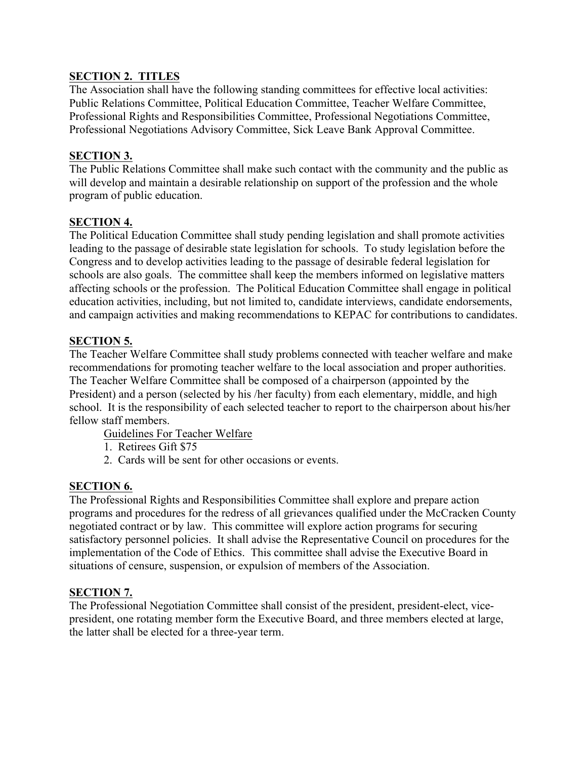**SECTION 2. TITLES**

The Association shall have the following standing committees for effective local activities: Public Relations Committee, Political Education Committee, Teacher Welfare Committee, Professional Rights and Responsibilities Committee, Professional Negotiations Committee, Professional Negotiations Advisory Committee, Sick Leave Bank Approval Committee.

**SECTION 3.**

The Public Relations Committee shall make such contact with the community and the public as will develop and maintain a desirable relationship on support of the profession and the whole program of public education.

**SECTION 4.**

The Political Education Committee shall study pending legislation and shall promote activities leading to the passage of desirable state legislation for schools. To study legislation before the Congress and to develop activities leading to the passage of desirable federal legislation for schools are also goals. The committee shall keep the members informed on legislative matters affecting schools or the profession. The Political Education Committee shall engage in political education activities, including, but not limited to, candidate interviews, candidate endorsements, and campaign activities and making recommendations to KEPAC for contributions to candidates.

**SECTION 5.**

The Teacher Welfare Committee shall study problems connected with teacher welfare and make recommendations for promoting teacher welfare to the local association and proper authorities. The Teacher Welfare Committee shall be composed of a chairperson (appointed by the President) and a person (selected by his /her faculty) from each elementary, middle, and high school. It is the responsibility of each selected teacher to report to the chairperson about his/her fellow staff members.

Guidelines For Teacher Welfare

1. Retirees Gift $75
2. Cards will be sent for other occasions or events.

**SECTION 6.**

The Professional Rights and Responsibilities Committee shall explore and prepare action programs and procedures for the redress of all grievances qualified under the McCracken County negotiated contract or by law. This committee will explore action programs for securing satisfactory personnel policies. It shall advise the Representative Council on procedures for the implementation of the Code of Ethics. This committee shall advise the Executive Board in situations of censure, suspension, or expulsion of members of the Association.

**SECTION 7.**

The Professional Negotiation Committee shall consist of the president, president-elect, vice-president, one rotating member form the Executive Board, and three members elected at large, the latter shall be elected for a three-year term.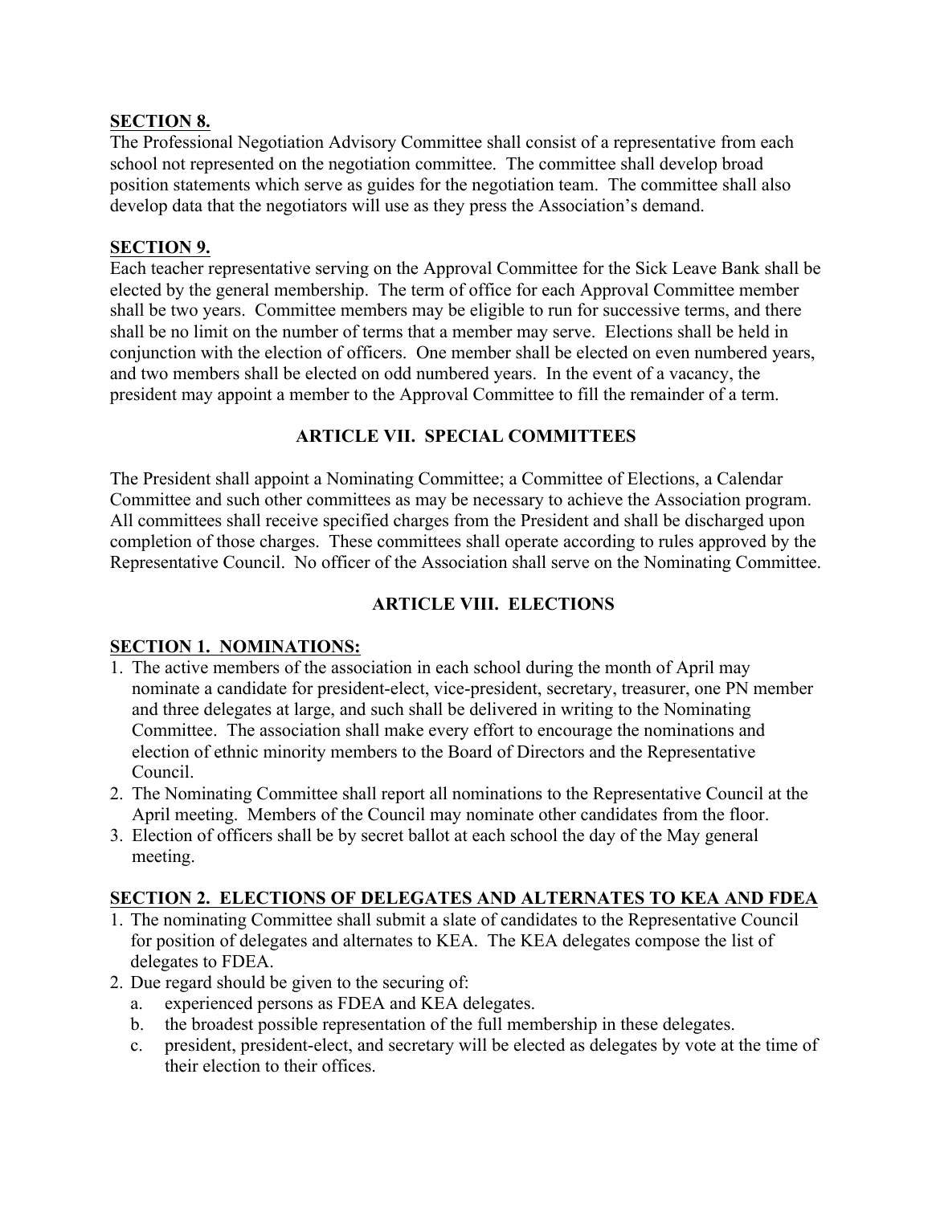**SECTION 8.**

The Professional Negotiation Advisory Committee shall consist of a representative from each school not represented on the negotiation committee. The committee shall develop broad position statements which serve as guides for the negotiation team. The committee shall also develop data that the negotiators will use as they press the Association's demand.

**SECTION 9.**

Each teacher representative serving on the Approval Committee for the Sick Leave Bank shall be elected by the general membership. The term of office for each Approval Committee member shall be two years. Committee members may be eligible to run for successive terms, and there shall be no limit on the number of terms that a member may serve. Elections shall be held in conjunction with the election of officers. One member shall be elected on even numbered years, and two members shall be elected on odd numbered years. In the event of a vacancy, the president may appoint a member to the Approval Committee to fill the remainder of a term.

## ARTICLE VII. SPECIAL COMMITTEES

The President shall appoint a Nominating Committee; a Committee of Elections, a Calendar Committee and such other committees as may be necessary to achieve the Association program. All committees shall receive specified charges from the President and shall be discharged upon completion of those charges. These committees shall operate according to rules approved by the Representative Council. No officer of the Association shall serve on the Nominating Committee.

## ARTICLE VIII. ELECTIONS

**SECTION 1. NOMINATIONS:**

1. The active members of the association in each school during the month of April may nominate a candidate for president-elect, vice-president, secretary, treasurer, one PN member and three delegates at large, and such shall be delivered in writing to the Nominating Committee. The association shall make every effort to encourage the nominations and election of ethnic minority members to the Board of Directors and the Representative Council.
2. The Nominating Committee shall report all nominations to the Representative Council at the April meeting. Members of the Council may nominate other candidates from the floor.
3. Election of officers shall be by secret ballot at each school the day of the May general meeting.

**SECTION 2. ELECTIONS OF DELEGATES AND ALTERNATES TO KEA AND FDEA**

1. The nominating Committee shall submit a slate of candidates to the Representative Council for position of delegates and alternates to KEA. The KEA delegates compose the list of delegates to FDEA.
2. Due regard should be given to the securing of:
   a. experienced persons as FDEA and KEA delegates.
   b. the broadest possible representation of the full membership in these delegates.
   c. president, president-elect, and secretary will be elected as delegates by vote at the time of their election to their offices.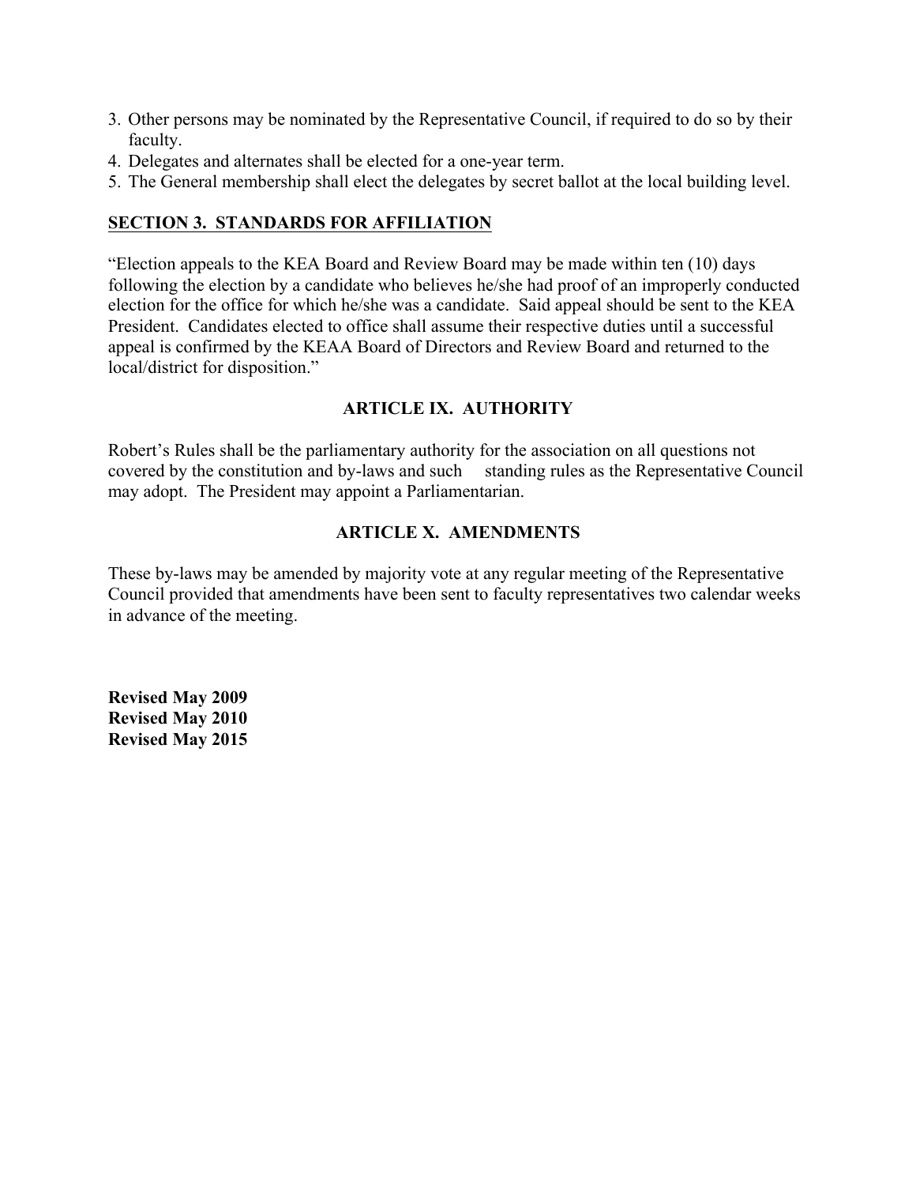3. Other persons may be nominated by the Representative Council, if required to do so by their faculty.
4. Delegates and alternates shall be elected for a one-year term.
5. The General membership shall elect the delegates by secret ballot at the local building level.

**SECTION 3. STANDARDS FOR AFFILIATION**

"Election appeals to the KEA Board and Review Board may be made within ten (10) days following the election by a candidate who believes he/she had proof of an improperly conducted election for the office for which he/she was a candidate. Said appeal should be sent to the KEA President. Candidates elected to office shall assume their respective duties until a successful appeal is confirmed by the KEAA Board of Directors and Review Board and returned to the local/district for disposition."

## ARTICLE IX. AUTHORITY

Robert's Rules shall be the parliamentary authority for the association on all questions not covered by the constitution and by-laws and such standing rules as the Representative Council may adopt. The President may appoint a Parliamentarian.

## ARTICLE X. AMENDMENTS

These by-laws may be amended by majority vote at any regular meeting of the Representative Council provided that amendments have been sent to faculty representatives two calendar weeks in advance of the meeting.

**Revised May 2009**
**Revised May 2010**
**Revised May 2015**